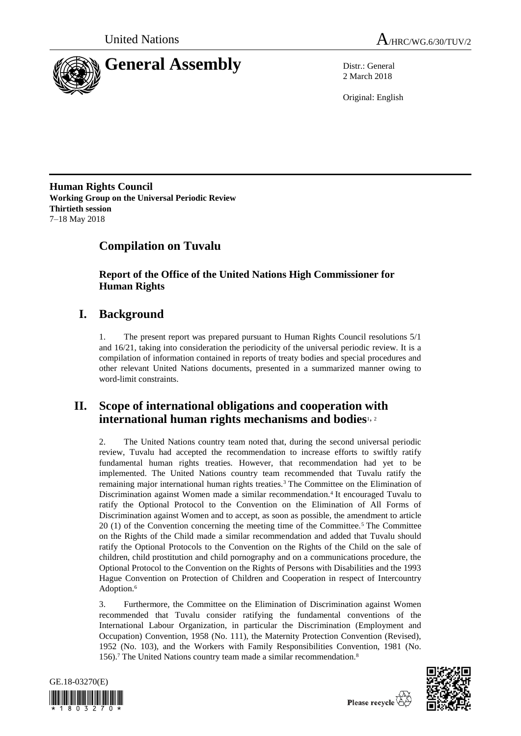United Nations A/HRC/WG.6/30/TUV/2

# General Assembly

Distr.: General
2 March 2018

Original: English

**Human Rights Council**
**Working Group on the Universal Periodic Review**
**Thirtieth session**
7–18 May 2018

## Compilation on Tuvalu

### Report of the Office of the United Nations High Commissioner for Human Rights

## I. Background

1. The present report was prepared pursuant to Human Rights Council resolutions 5/1 and 16/21, taking into consideration the periodicity of the universal periodic review. It is a compilation of information contained in reports of treaty bodies and special procedures and other relevant United Nations documents, presented in a summarized manner owing to word-limit constraints.

## II. Scope of international obligations and cooperation with international human rights mechanisms and bodies[1, 2]

2. The United Nations country team noted that, during the second universal periodic review, Tuvalu had accepted the recommendation to increase efforts to swiftly ratify fundamental human rights treaties. However, that recommendation had yet to be implemented. The United Nations country team recommended that Tuvalu ratify the remaining major international human rights treaties.[3] The Committee on the Elimination of Discrimination against Women made a similar recommendation.[4] It encouraged Tuvalu to ratify the Optional Protocol to the Convention on the Elimination of All Forms of Discrimination against Women and to accept, as soon as possible, the amendment to article 20 (1) of the Convention concerning the meeting time of the Committee.[5] The Committee on the Rights of the Child made a similar recommendation and added that Tuvalu should ratify the Optional Protocols to the Convention on the Rights of the Child on the sale of children, child prostitution and child pornography and on a communications procedure, the Optional Protocol to the Convention on the Rights of Persons with Disabilities and the 1993 Hague Convention on Protection of Children and Cooperation in respect of Intercountry Adoption.[6]

3. Furthermore, the Committee on the Elimination of Discrimination against Women recommended that Tuvalu consider ratifying the fundamental conventions of the International Labour Organization, in particular the Discrimination (Employment and Occupation) Convention, 1958 (No. 111), the Maternity Protection Convention (Revised), 1952 (No. 103), and the Workers with Family Responsibilities Convention, 1981 (No. 156).[7] The United Nations country team made a similar recommendation.[8]

GE.18-03270(E)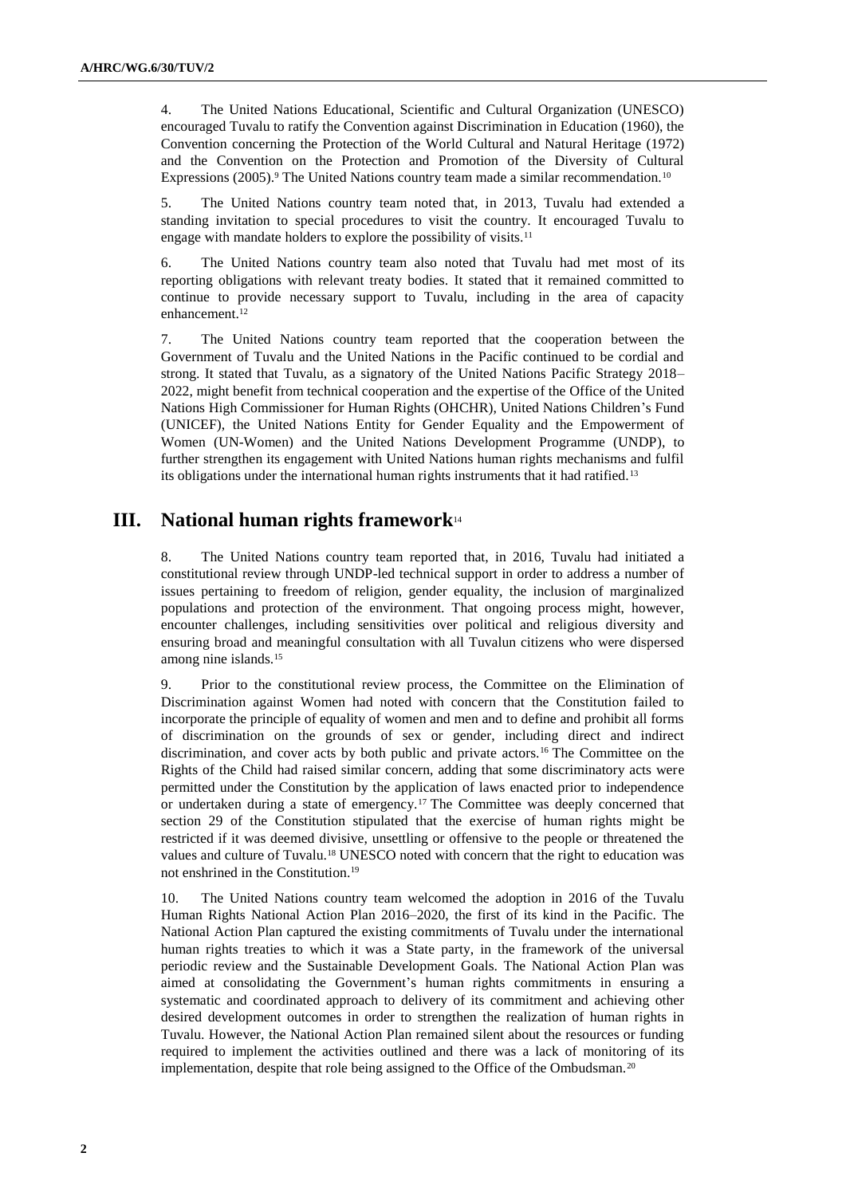4. The United Nations Educational, Scientific and Cultural Organization (UNESCO) encouraged Tuvalu to ratify the Convention against Discrimination in Education (1960), the Convention concerning the Protection of the World Cultural and Natural Heritage (1972) and the Convention on the Protection and Promotion of the Diversity of Cultural Expressions (2005).[9] The United Nations country team made a similar recommendation.[10]

5. The United Nations country team noted that, in 2013, Tuvalu had extended a standing invitation to special procedures to visit the country. It encouraged Tuvalu to engage with mandate holders to explore the possibility of visits.[11]

6. The United Nations country team also noted that Tuvalu had met most of its reporting obligations with relevant treaty bodies. It stated that it remained committed to continue to provide necessary support to Tuvalu, including in the area of capacity enhancement.[12]

7. The United Nations country team reported that the cooperation between the Government of Tuvalu and the United Nations in the Pacific continued to be cordial and strong. It stated that Tuvalu, as a signatory of the United Nations Pacific Strategy 2018–2022, might benefit from technical cooperation and the expertise of the Office of the United Nations High Commissioner for Human Rights (OHCHR), United Nations Children's Fund (UNICEF), the United Nations Entity for Gender Equality and the Empowerment of Women (UN-Women) and the United Nations Development Programme (UNDP), to further strengthen its engagement with United Nations human rights mechanisms and fulfil its obligations under the international human rights instruments that it had ratified.[13]

## III. National human rights framework[14]

8. The United Nations country team reported that, in 2016, Tuvalu had initiated a constitutional review through UNDP-led technical support in order to address a number of issues pertaining to freedom of religion, gender equality, the inclusion of marginalized populations and protection of the environment. That ongoing process might, however, encounter challenges, including sensitivities over political and religious diversity and ensuring broad and meaningful consultation with all Tuvalun citizens who were dispersed among nine islands.[15]

9. Prior to the constitutional review process, the Committee on the Elimination of Discrimination against Women had noted with concern that the Constitution failed to incorporate the principle of equality of women and men and to define and prohibit all forms of discrimination on the grounds of sex or gender, including direct and indirect discrimination, and cover acts by both public and private actors.[16] The Committee on the Rights of the Child had raised similar concern, adding that some discriminatory acts were permitted under the Constitution by the application of laws enacted prior to independence or undertaken during a state of emergency.[17] The Committee was deeply concerned that section 29 of the Constitution stipulated that the exercise of human rights might be restricted if it was deemed divisive, unsettling or offensive to the people or threatened the values and culture of Tuvalu.[18] UNESCO noted with concern that the right to education was not enshrined in the Constitution.[19]

10. The United Nations country team welcomed the adoption in 2016 of the Tuvalu Human Rights National Action Plan 2016–2020, the first of its kind in the Pacific. The National Action Plan captured the existing commitments of Tuvalu under the international human rights treaties to which it was a State party, in the framework of the universal periodic review and the Sustainable Development Goals. The National Action Plan was aimed at consolidating the Government's human rights commitments in ensuring a systematic and coordinated approach to delivery of its commitment and achieving other desired development outcomes in order to strengthen the realization of human rights in Tuvalu. However, the National Action Plan remained silent about the resources or funding required to implement the activities outlined and there was a lack of monitoring of its implementation, despite that role being assigned to the Office of the Ombudsman.[20]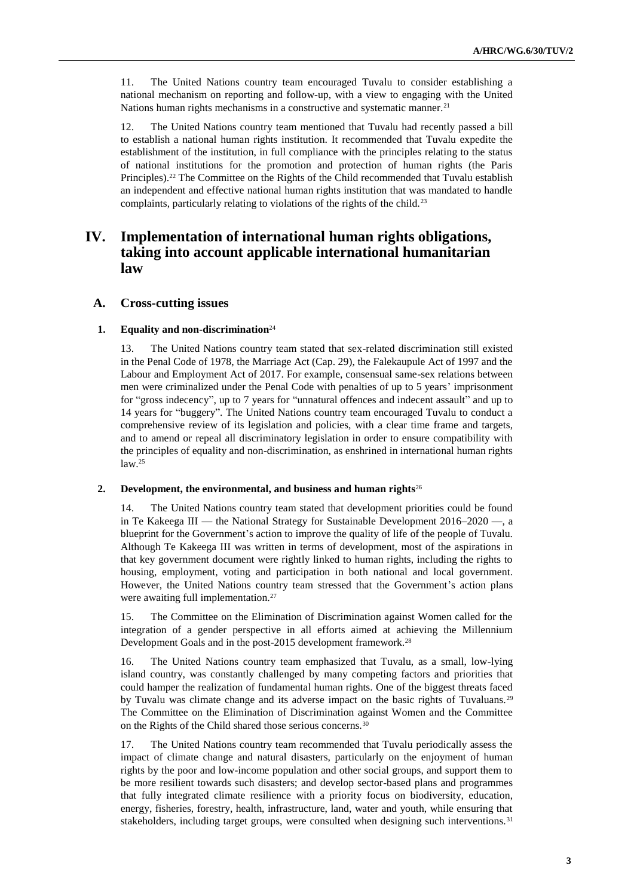11. The United Nations country team encouraged Tuvalu to consider establishing a national mechanism on reporting and follow-up, with a view to engaging with the United Nations human rights mechanisms in a constructive and systematic manner.[21]

12. The United Nations country team mentioned that Tuvalu had recently passed a bill to establish a national human rights institution. It recommended that Tuvalu expedite the establishment of the institution, in full compliance with the principles relating to the status of national institutions for the promotion and protection of human rights (the Paris Principles).[22] The Committee on the Rights of the Child recommended that Tuvalu establish an independent and effective national human rights institution that was mandated to handle complaints, particularly relating to violations of the rights of the child.[23]

# IV. Implementation of international human rights obligations, taking into account applicable international humanitarian law

## A. Cross-cutting issues

### 1. Equality and non-discrimination[24]

13. The United Nations country team stated that sex-related discrimination still existed in the Penal Code of 1978, the Marriage Act (Cap. 29), the Falekaupule Act of 1997 and the Labour and Employment Act of 2017. For example, consensual same-sex relations between men were criminalized under the Penal Code with penalties of up to 5 years' imprisonment for "gross indecency", up to 7 years for "unnatural offences and indecent assault" and up to 14 years for "buggery". The United Nations country team encouraged Tuvalu to conduct a comprehensive review of its legislation and policies, with a clear time frame and targets, and to amend or repeal all discriminatory legislation in order to ensure compatibility with the principles of equality and non-discrimination, as enshrined in international human rights law.[25]

### 2. Development, the environmental, and business and human rights[26]

14. The United Nations country team stated that development priorities could be found in Te Kakeega III — the National Strategy for Sustainable Development 2016–2020 —, a blueprint for the Government's action to improve the quality of life of the people of Tuvalu. Although Te Kakeega III was written in terms of development, most of the aspirations in that key government document were rightly linked to human rights, including the rights to housing, employment, voting and participation in both national and local government. However, the United Nations country team stressed that the Government's action plans were awaiting full implementation.[27]

15. The Committee on the Elimination of Discrimination against Women called for the integration of a gender perspective in all efforts aimed at achieving the Millennium Development Goals and in the post-2015 development framework.[28]

16. The United Nations country team emphasized that Tuvalu, as a small, low-lying island country, was constantly challenged by many competing factors and priorities that could hamper the realization of fundamental human rights. One of the biggest threats faced by Tuvalu was climate change and its adverse impact on the basic rights of Tuvaluans.[29] The Committee on the Elimination of Discrimination against Women and the Committee on the Rights of the Child shared those serious concerns.[30]

17. The United Nations country team recommended that Tuvalu periodically assess the impact of climate change and natural disasters, particularly on the enjoyment of human rights by the poor and low-income population and other social groups, and support them to be more resilient towards such disasters; and develop sector-based plans and programmes that fully integrated climate resilience with a priority focus on biodiversity, education, energy, fisheries, forestry, health, infrastructure, land, water and youth, while ensuring that stakeholders, including target groups, were consulted when designing such interventions.[31]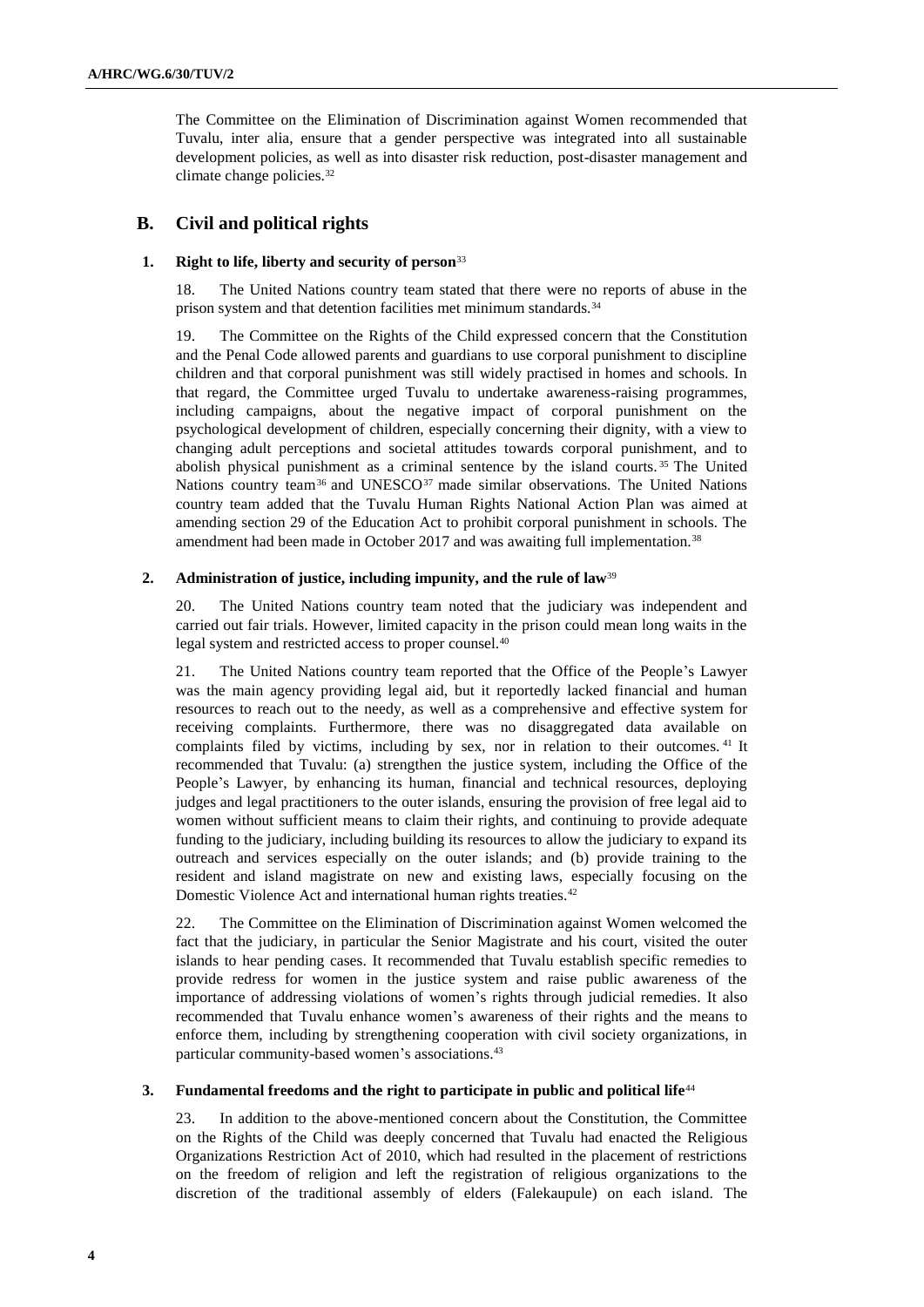The Committee on the Elimination of Discrimination against Women recommended that Tuvalu, inter alia, ensure that a gender perspective was integrated into all sustainable development policies, as well as into disaster risk reduction, post-disaster management and climate change policies.[32]

## B. Civil and political rights

### 1. Right to life, liberty and security of person[33]

18. The United Nations country team stated that there were no reports of abuse in the prison system and that detention facilities met minimum standards.[34]

19. The Committee on the Rights of the Child expressed concern that the Constitution and the Penal Code allowed parents and guardians to use corporal punishment to discipline children and that corporal punishment was still widely practised in homes and schools. In that regard, the Committee urged Tuvalu to undertake awareness-raising programmes, including campaigns, about the negative impact of corporal punishment on the psychological development of children, especially concerning their dignity, with a view to changing adult perceptions and societal attitudes towards corporal punishment, and to abolish physical punishment as a criminal sentence by the island courts.[35] The United Nations country team[36] and UNESCO[37] made similar observations. The United Nations country team added that the Tuvalu Human Rights National Action Plan was aimed at amending section 29 of the Education Act to prohibit corporal punishment in schools. The amendment had been made in October 2017 and was awaiting full implementation.[38]

### 2. Administration of justice, including impunity, and the rule of law[39]

20. The United Nations country team noted that the judiciary was independent and carried out fair trials. However, limited capacity in the prison could mean long waits in the legal system and restricted access to proper counsel.[40]

21. The United Nations country team reported that the Office of the People's Lawyer was the main agency providing legal aid, but it reportedly lacked financial and human resources to reach out to the needy, as well as a comprehensive and effective system for receiving complaints. Furthermore, there was no disaggregated data available on complaints filed by victims, including by sex, nor in relation to their outcomes.[41] It recommended that Tuvalu: (a) strengthen the justice system, including the Office of the People's Lawyer, by enhancing its human, financial and technical resources, deploying judges and legal practitioners to the outer islands, ensuring the provision of free legal aid to women without sufficient means to claim their rights, and continuing to provide adequate funding to the judiciary, including building its resources to allow the judiciary to expand its outreach and services especially on the outer islands; and (b) provide training to the resident and island magistrate on new and existing laws, especially focusing on the Domestic Violence Act and international human rights treaties.[42]

22. The Committee on the Elimination of Discrimination against Women welcomed the fact that the judiciary, in particular the Senior Magistrate and his court, visited the outer islands to hear pending cases. It recommended that Tuvalu establish specific remedies to provide redress for women in the justice system and raise public awareness of the importance of addressing violations of women's rights through judicial remedies. It also recommended that Tuvalu enhance women's awareness of their rights and the means to enforce them, including by strengthening cooperation with civil society organizations, in particular community-based women's associations.[43]

### 3. Fundamental freedoms and the right to participate in public and political life[44]

23. In addition to the above-mentioned concern about the Constitution, the Committee on the Rights of the Child was deeply concerned that Tuvalu had enacted the Religious Organizations Restriction Act of 2010, which had resulted in the placement of restrictions on the freedom of religion and left the registration of religious organizations to the discretion of the traditional assembly of elders (Falekaupule) on each island. The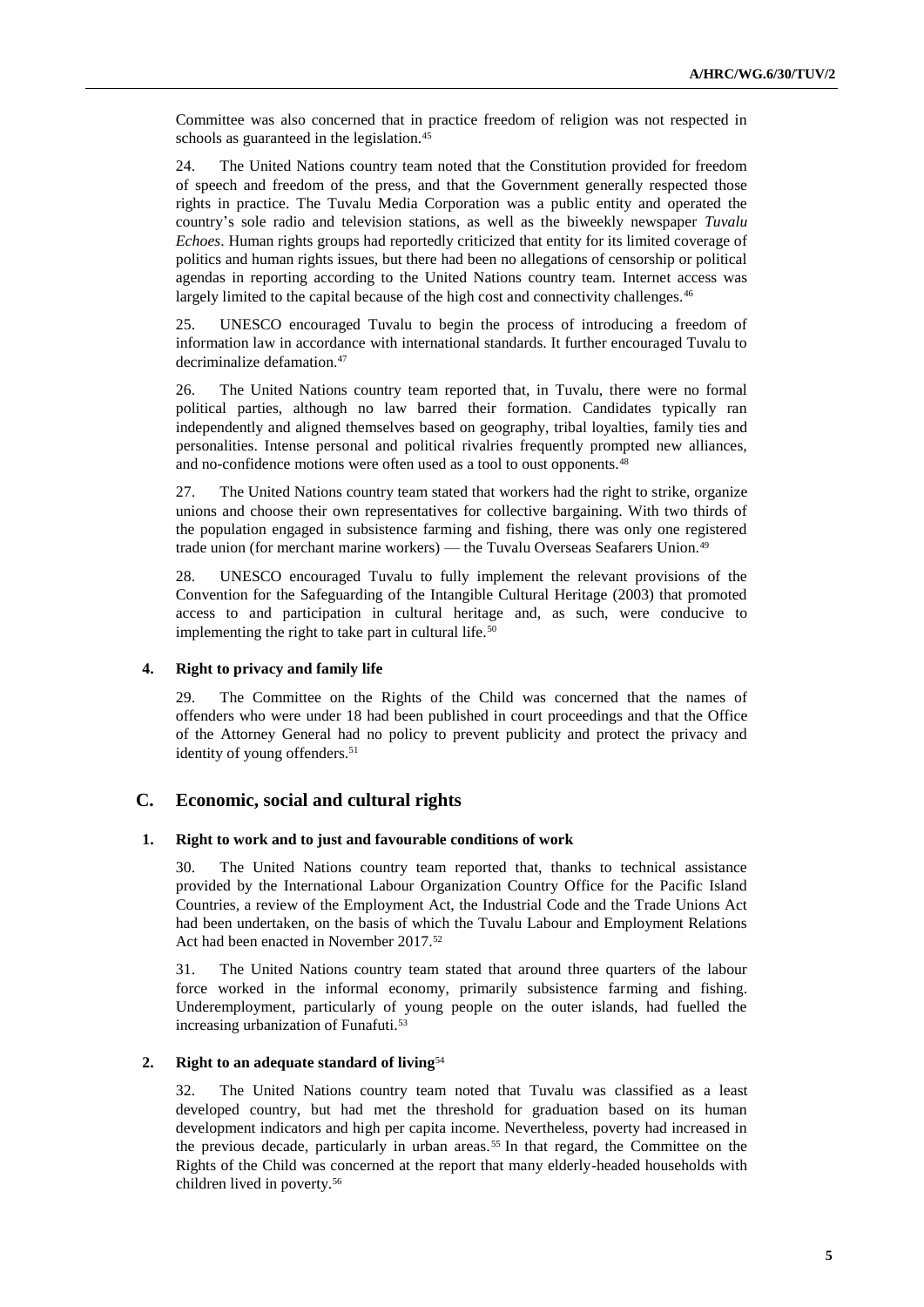Committee was also concerned that in practice freedom of religion was not respected in schools as guaranteed in the legislation.[45]

24. The United Nations country team noted that the Constitution provided for freedom of speech and freedom of the press, and that the Government generally respected those rights in practice. The Tuvalu Media Corporation was a public entity and operated the country's sole radio and television stations, as well as the biweekly newspaper *Tuvalu Echoes*. Human rights groups had reportedly criticized that entity for its limited coverage of politics and human rights issues, but there had been no allegations of censorship or political agendas in reporting according to the United Nations country team. Internet access was largely limited to the capital because of the high cost and connectivity challenges.[46]

25. UNESCO encouraged Tuvalu to begin the process of introducing a freedom of information law in accordance with international standards. It further encouraged Tuvalu to decriminalize defamation.[47]

26. The United Nations country team reported that, in Tuvalu, there were no formal political parties, although no law barred their formation. Candidates typically ran independently and aligned themselves based on geography, tribal loyalties, family ties and personalities. Intense personal and political rivalries frequently prompted new alliances, and no-confidence motions were often used as a tool to oust opponents.[48]

27. The United Nations country team stated that workers had the right to strike, organize unions and choose their own representatives for collective bargaining. With two thirds of the population engaged in subsistence farming and fishing, there was only one registered trade union (for merchant marine workers) — the Tuvalu Overseas Seafarers Union.[49]

28. UNESCO encouraged Tuvalu to fully implement the relevant provisions of the Convention for the Safeguarding of the Intangible Cultural Heritage (2003) that promoted access to and participation in cultural heritage and, as such, were conducive to implementing the right to take part in cultural life.[50]

#### 4. Right to privacy and family life

29. The Committee on the Rights of the Child was concerned that the names of offenders who were under 18 had been published in court proceedings and that the Office of the Attorney General had no policy to prevent publicity and protect the privacy and identity of young offenders.[51]

## C. Economic, social and cultural rights

#### 1. Right to work and to just and favourable conditions of work

30. The United Nations country team reported that, thanks to technical assistance provided by the International Labour Organization Country Office for the Pacific Island Countries, a review of the Employment Act, the Industrial Code and the Trade Unions Act had been undertaken, on the basis of which the Tuvalu Labour and Employment Relations Act had been enacted in November 2017.[52]

31. The United Nations country team stated that around three quarters of the labour force worked in the informal economy, primarily subsistence farming and fishing. Underemployment, particularly of young people on the outer islands, had fuelled the increasing urbanization of Funafuti.[53]

#### 2. Right to an adequate standard of living[54]

32. The United Nations country team noted that Tuvalu was classified as a least developed country, but had met the threshold for graduation based on its human development indicators and high per capita income. Nevertheless, poverty had increased in the previous decade, particularly in urban areas.[55] In that regard, the Committee on the Rights of the Child was concerned at the report that many elderly-headed households with children lived in poverty.[56]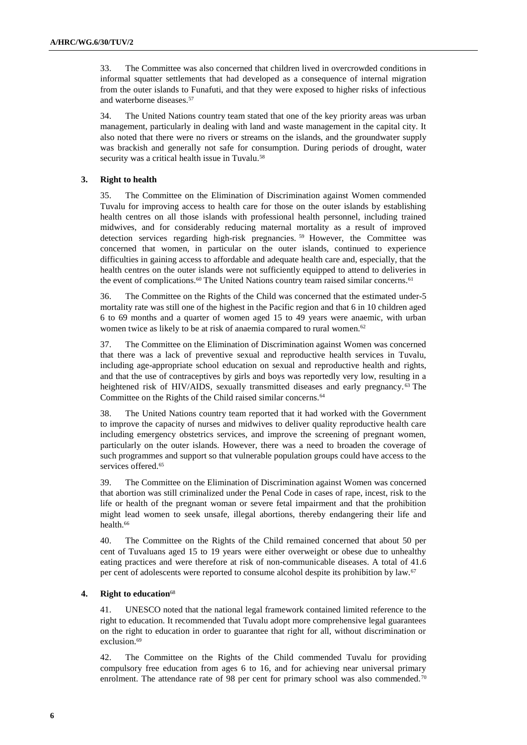33. The Committee was also concerned that children lived in overcrowded conditions in informal squatter settlements that had developed as a consequence of internal migration from the outer islands to Funafuti, and that they were exposed to higher risks of infectious and waterborne diseases.[57]

34. The United Nations country team stated that one of the key priority areas was urban management, particularly in dealing with land and waste management in the capital city. It also noted that there were no rivers or streams on the islands, and the groundwater supply was brackish and generally not safe for consumption. During periods of drought, water security was a critical health issue in Tuvalu.[58]

### 3. Right to health

35. The Committee on the Elimination of Discrimination against Women commended Tuvalu for improving access to health care for those on the outer islands by establishing health centres on all those islands with professional health personnel, including trained midwives, and for considerably reducing maternal mortality as a result of improved detection services regarding high-risk pregnancies.[59] However, the Committee was concerned that women, in particular on the outer islands, continued to experience difficulties in gaining access to affordable and adequate health care and, especially, that the health centres on the outer islands were not sufficiently equipped to attend to deliveries in the event of complications.[60] The United Nations country team raised similar concerns.[61]

36. The Committee on the Rights of the Child was concerned that the estimated under-5 mortality rate was still one of the highest in the Pacific region and that 6 in 10 children aged 6 to 69 months and a quarter of women aged 15 to 49 years were anaemic, with urban women twice as likely to be at risk of anaemia compared to rural women.[62]

37. The Committee on the Elimination of Discrimination against Women was concerned that there was a lack of preventive sexual and reproductive health services in Tuvalu, including age-appropriate school education on sexual and reproductive health and rights, and that the use of contraceptives by girls and boys was reportedly very low, resulting in a heightened risk of HIV/AIDS, sexually transmitted diseases and early pregnancy.[63] The Committee on the Rights of the Child raised similar concerns.[64]

38. The United Nations country team reported that it had worked with the Government to improve the capacity of nurses and midwives to deliver quality reproductive health care including emergency obstetrics services, and improve the screening of pregnant women, particularly on the outer islands. However, there was a need to broaden the coverage of such programmes and support so that vulnerable population groups could have access to the services offered.[65]

39. The Committee on the Elimination of Discrimination against Women was concerned that abortion was still criminalized under the Penal Code in cases of rape, incest, risk to the life or health of the pregnant woman or severe fetal impairment and that the prohibition might lead women to seek unsafe, illegal abortions, thereby endangering their life and health.[66]

40. The Committee on the Rights of the Child remained concerned that about 50 per cent of Tuvaluans aged 15 to 19 years were either overweight or obese due to unhealthy eating practices and were therefore at risk of non-communicable diseases. A total of 41.6 per cent of adolescents were reported to consume alcohol despite its prohibition by law.[67]

### 4. Right to education[68]

41. UNESCO noted that the national legal framework contained limited reference to the right to education. It recommended that Tuvalu adopt more comprehensive legal guarantees on the right to education in order to guarantee that right for all, without discrimination or exclusion.[69]

42. The Committee on the Rights of the Child commended Tuvalu for providing compulsory free education from ages 6 to 16, and for achieving near universal primary enrolment. The attendance rate of 98 per cent for primary school was also commended.[70]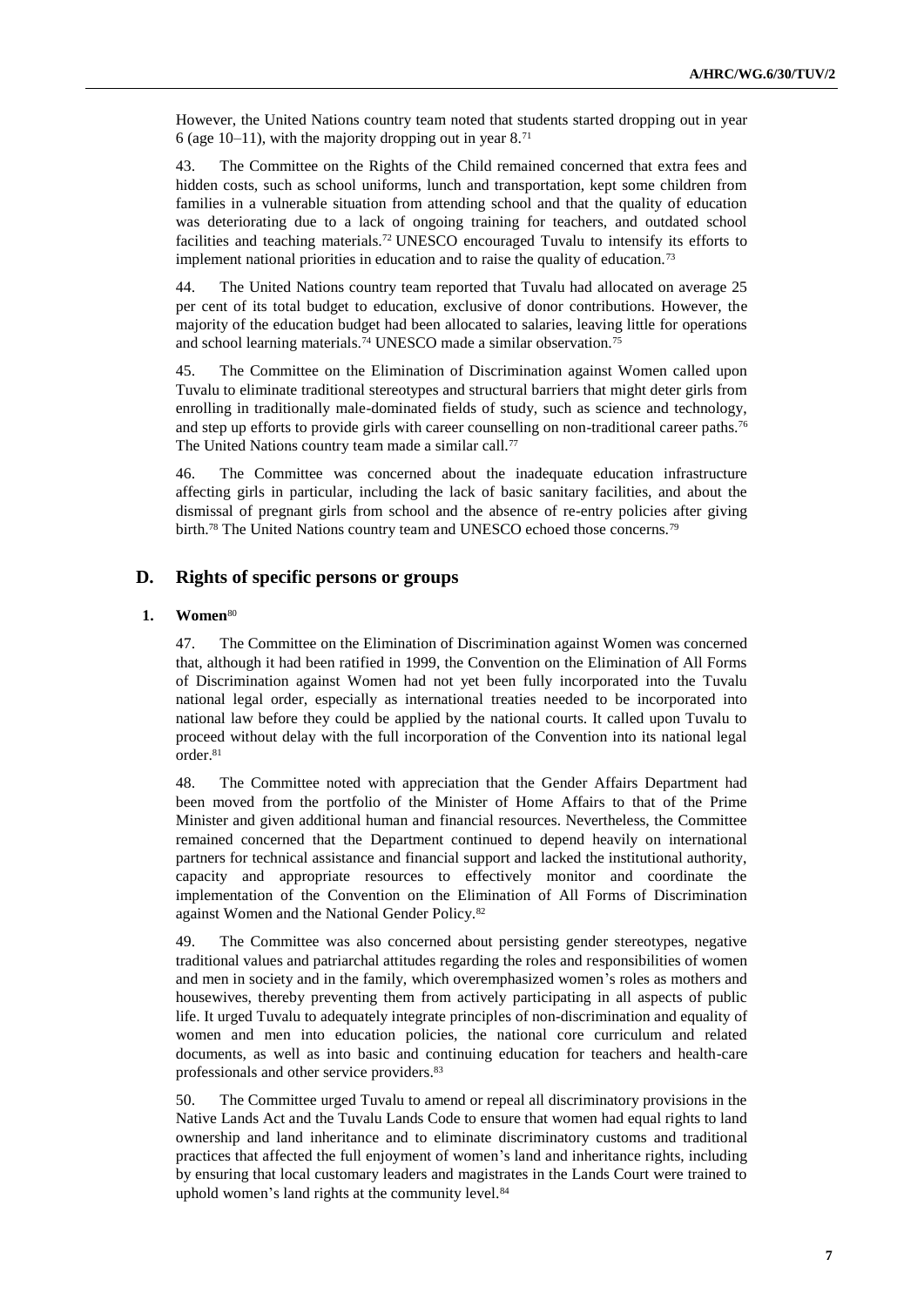However, the United Nations country team noted that students started dropping out in year 6 (age 10–11), with the majority dropping out in year 8.[71]

43. The Committee on the Rights of the Child remained concerned that extra fees and hidden costs, such as school uniforms, lunch and transportation, kept some children from families in a vulnerable situation from attending school and that the quality of education was deteriorating due to a lack of ongoing training for teachers, and outdated school facilities and teaching materials.[72] UNESCO encouraged Tuvalu to intensify its efforts to implement national priorities in education and to raise the quality of education.[73]

44. The United Nations country team reported that Tuvalu had allocated on average 25 per cent of its total budget to education, exclusive of donor contributions. However, the majority of the education budget had been allocated to salaries, leaving little for operations and school learning materials.[74] UNESCO made a similar observation.[75]

45. The Committee on the Elimination of Discrimination against Women called upon Tuvalu to eliminate traditional stereotypes and structural barriers that might deter girls from enrolling in traditionally male-dominated fields of study, such as science and technology, and step up efforts to provide girls with career counselling on non-traditional career paths.[76] The United Nations country team made a similar call.[77]

46. The Committee was concerned about the inadequate education infrastructure affecting girls in particular, including the lack of basic sanitary facilities, and about the dismissal of pregnant girls from school and the absence of re-entry policies after giving birth.[78] The United Nations country team and UNESCO echoed those concerns.[79]

## D. Rights of specific persons or groups

### 1. Women[80]

47. The Committee on the Elimination of Discrimination against Women was concerned that, although it had been ratified in 1999, the Convention on the Elimination of All Forms of Discrimination against Women had not yet been fully incorporated into the Tuvalu national legal order, especially as international treaties needed to be incorporated into national law before they could be applied by the national courts. It called upon Tuvalu to proceed without delay with the full incorporation of the Convention into its national legal order.[81]

48. The Committee noted with appreciation that the Gender Affairs Department had been moved from the portfolio of the Minister of Home Affairs to that of the Prime Minister and given additional human and financial resources. Nevertheless, the Committee remained concerned that the Department continued to depend heavily on international partners for technical assistance and financial support and lacked the institutional authority, capacity and appropriate resources to effectively monitor and coordinate the implementation of the Convention on the Elimination of All Forms of Discrimination against Women and the National Gender Policy.[82]

49. The Committee was also concerned about persisting gender stereotypes, negative traditional values and patriarchal attitudes regarding the roles and responsibilities of women and men in society and in the family, which overemphasized women's roles as mothers and housewives, thereby preventing them from actively participating in all aspects of public life. It urged Tuvalu to adequately integrate principles of non-discrimination and equality of women and men into education policies, the national core curriculum and related documents, as well as into basic and continuing education for teachers and health-care professionals and other service providers.[83]

50. The Committee urged Tuvalu to amend or repeal all discriminatory provisions in the Native Lands Act and the Tuvalu Lands Code to ensure that women had equal rights to land ownership and land inheritance and to eliminate discriminatory customs and traditional practices that affected the full enjoyment of women's land and inheritance rights, including by ensuring that local customary leaders and magistrates in the Lands Court were trained to uphold women's land rights at the community level.[84]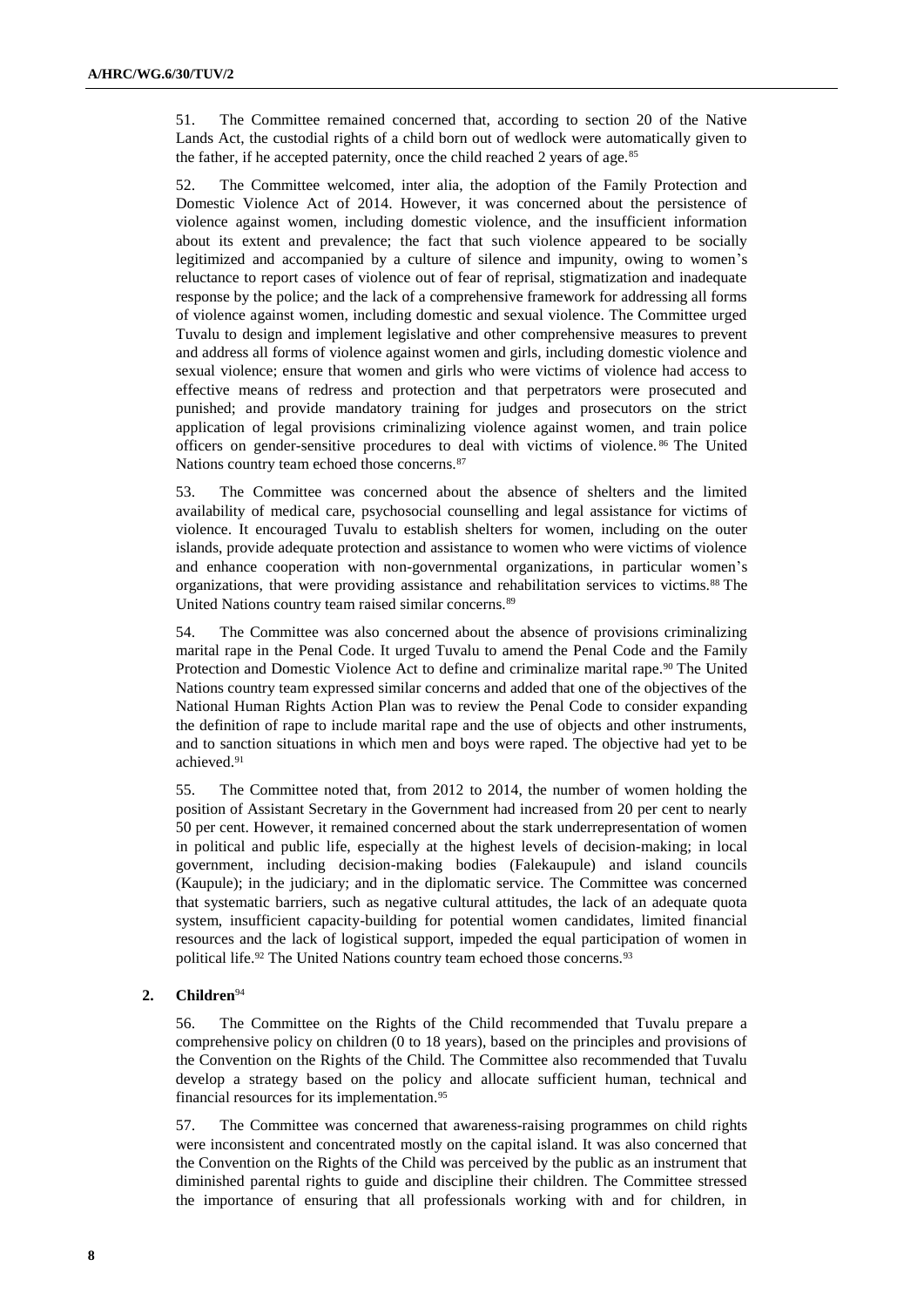51. The Committee remained concerned that, according to section 20 of the Native Lands Act, the custodial rights of a child born out of wedlock were automatically given to the father, if he accepted paternity, once the child reached 2 years of age.[85]

52. The Committee welcomed, inter alia, the adoption of the Family Protection and Domestic Violence Act of 2014. However, it was concerned about the persistence of violence against women, including domestic violence, and the insufficient information about its extent and prevalence; the fact that such violence appeared to be socially legitimized and accompanied by a culture of silence and impunity, owing to women's reluctance to report cases of violence out of fear of reprisal, stigmatization and inadequate response by the police; and the lack of a comprehensive framework for addressing all forms of violence against women, including domestic and sexual violence. The Committee urged Tuvalu to design and implement legislative and other comprehensive measures to prevent and address all forms of violence against women and girls, including domestic violence and sexual violence; ensure that women and girls who were victims of violence had access to effective means of redress and protection and that perpetrators were prosecuted and punished; and provide mandatory training for judges and prosecutors on the strict application of legal provisions criminalizing violence against women, and train police officers on gender-sensitive procedures to deal with victims of violence.[86] The United Nations country team echoed those concerns.[87]

53. The Committee was concerned about the absence of shelters and the limited availability of medical care, psychosocial counselling and legal assistance for victims of violence. It encouraged Tuvalu to establish shelters for women, including on the outer islands, provide adequate protection and assistance to women who were victims of violence and enhance cooperation with non-governmental organizations, in particular women's organizations, that were providing assistance and rehabilitation services to victims.[88] The United Nations country team raised similar concerns.[89]

54. The Committee was also concerned about the absence of provisions criminalizing marital rape in the Penal Code. It urged Tuvalu to amend the Penal Code and the Family Protection and Domestic Violence Act to define and criminalize marital rape.[90] The United Nations country team expressed similar concerns and added that one of the objectives of the National Human Rights Action Plan was to review the Penal Code to consider expanding the definition of rape to include marital rape and the use of objects and other instruments, and to sanction situations in which men and boys were raped. The objective had yet to be achieved.[91]

55. The Committee noted that, from 2012 to 2014, the number of women holding the position of Assistant Secretary in the Government had increased from 20 per cent to nearly 50 per cent. However, it remained concerned about the stark underrepresentation of women in political and public life, especially at the highest levels of decision-making; in local government, including decision-making bodies (Falekaupule) and island councils (Kaupule); in the judiciary; and in the diplomatic service. The Committee was concerned that systematic barriers, such as negative cultural attitudes, the lack of an adequate quota system, insufficient capacity-building for potential women candidates, limited financial resources and the lack of logistical support, impeded the equal participation of women in political life.[92] The United Nations country team echoed those concerns.[93]

## 2. Children[94]

56. The Committee on the Rights of the Child recommended that Tuvalu prepare a comprehensive policy on children (0 to 18 years), based on the principles and provisions of the Convention on the Rights of the Child. The Committee also recommended that Tuvalu develop a strategy based on the policy and allocate sufficient human, technical and financial resources for its implementation.[95]

57. The Committee was concerned that awareness-raising programmes on child rights were inconsistent and concentrated mostly on the capital island. It was also concerned that the Convention on the Rights of the Child was perceived by the public as an instrument that diminished parental rights to guide and discipline their children. The Committee stressed the importance of ensuring that all professionals working with and for children, in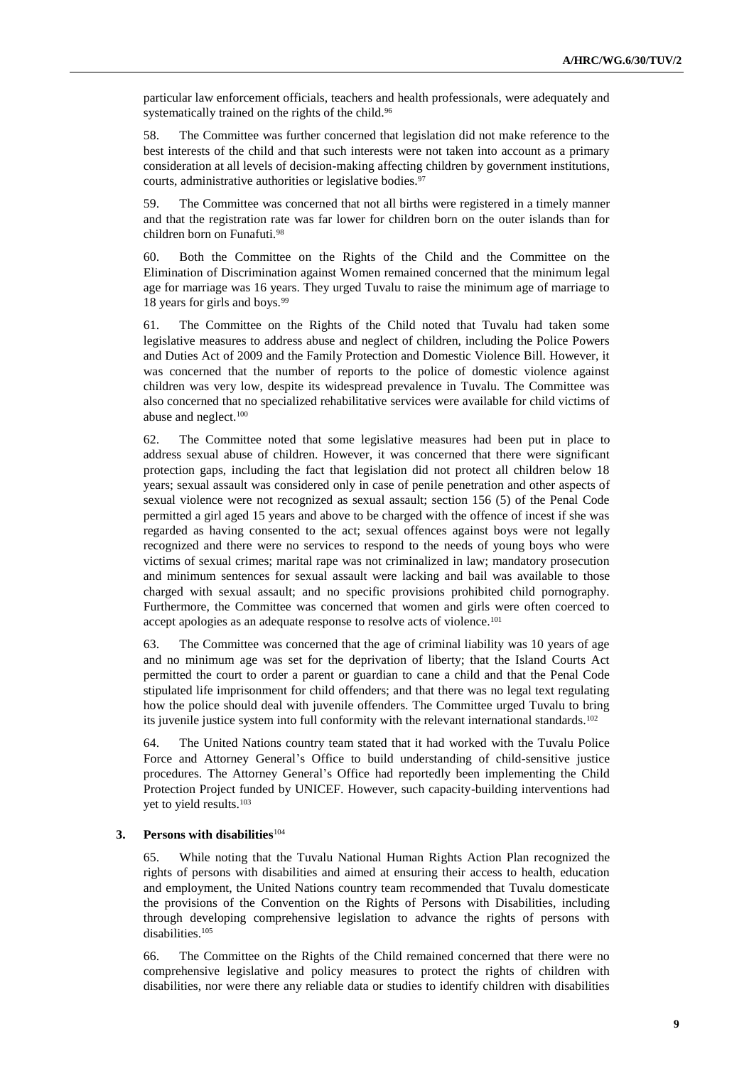particular law enforcement officials, teachers and health professionals, were adequately and systematically trained on the rights of the child.[96]

58. The Committee was further concerned that legislation did not make reference to the best interests of the child and that such interests were not taken into account as a primary consideration at all levels of decision-making affecting children by government institutions, courts, administrative authorities or legislative bodies.[97]

59. The Committee was concerned that not all births were registered in a timely manner and that the registration rate was far lower for children born on the outer islands than for children born on Funafuti.[98]

60. Both the Committee on the Rights of the Child and the Committee on the Elimination of Discrimination against Women remained concerned that the minimum legal age for marriage was 16 years. They urged Tuvalu to raise the minimum age of marriage to 18 years for girls and boys.[99]

61. The Committee on the Rights of the Child noted that Tuvalu had taken some legislative measures to address abuse and neglect of children, including the Police Powers and Duties Act of 2009 and the Family Protection and Domestic Violence Bill. However, it was concerned that the number of reports to the police of domestic violence against children was very low, despite its widespread prevalence in Tuvalu. The Committee was also concerned that no specialized rehabilitative services were available for child victims of abuse and neglect.[100]

62. The Committee noted that some legislative measures had been put in place to address sexual abuse of children. However, it was concerned that there were significant protection gaps, including the fact that legislation did not protect all children below 18 years; sexual assault was considered only in case of penile penetration and other aspects of sexual violence were not recognized as sexual assault; section 156 (5) of the Penal Code permitted a girl aged 15 years and above to be charged with the offence of incest if she was regarded as having consented to the act; sexual offences against boys were not legally recognized and there were no services to respond to the needs of young boys who were victims of sexual crimes; marital rape was not criminalized in law; mandatory prosecution and minimum sentences for sexual assault were lacking and bail was available to those charged with sexual assault; and no specific provisions prohibited child pornography. Furthermore, the Committee was concerned that women and girls were often coerced to accept apologies as an adequate response to resolve acts of violence.[101]

63. The Committee was concerned that the age of criminal liability was 10 years of age and no minimum age was set for the deprivation of liberty; that the Island Courts Act permitted the court to order a parent or guardian to cane a child and that the Penal Code stipulated life imprisonment for child offenders; and that there was no legal text regulating how the police should deal with juvenile offenders. The Committee urged Tuvalu to bring its juvenile justice system into full conformity with the relevant international standards.[102]

64. The United Nations country team stated that it had worked with the Tuvalu Police Force and Attorney General's Office to build understanding of child-sensitive justice procedures. The Attorney General's Office had reportedly been implementing the Child Protection Project funded by UNICEF. However, such capacity-building interventions had yet to yield results.[103]

### 3. Persons with disabilities[104]

65. While noting that the Tuvalu National Human Rights Action Plan recognized the rights of persons with disabilities and aimed at ensuring their access to health, education and employment, the United Nations country team recommended that Tuvalu domesticate the provisions of the Convention on the Rights of Persons with Disabilities, including through developing comprehensive legislation to advance the rights of persons with disabilities.[105]

66. The Committee on the Rights of the Child remained concerned that there were no comprehensive legislative and policy measures to protect the rights of children with disabilities, nor were there any reliable data or studies to identify children with disabilities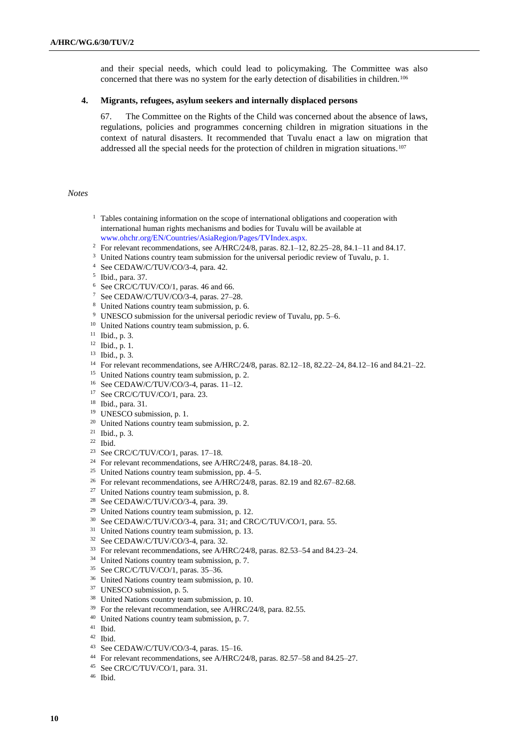and their special needs, which could lead to policymaking. The Committee was also concerned that there was no system for the early detection of disabilities in children.[106]

### 4. Migrants, refugees, asylum seekers and internally displaced persons

67. The Committee on the Rights of the Child was concerned about the absence of laws, regulations, policies and programmes concerning children in migration situations in the context of natural disasters. It recommended that Tuvalu enact a law on migration that addressed all the special needs for the protection of children in migration situations.[107]

*Notes*

1 Tables containing information on the scope of international obligations and cooperation with international human rights mechanisms and bodies for Tuvalu will be available at www.ohchr.org/EN/Countries/AsiaRegion/Pages/TVIndex.aspx.
2 For relevant recommendations, see A/HRC/24/8, paras. 82.1–12, 82.25–28, 84.1–11 and 84.17.
3 United Nations country team submission for the universal periodic review of Tuvalu, p. 1.
4 See CEDAW/C/TUV/CO/3-4, para. 42.
5 Ibid., para. 37.
6 See CRC/C/TUV/CO/1, paras. 46 and 66.
7 See CEDAW/C/TUV/CO/3-4, paras. 27–28.
8 United Nations country team submission, p. 6.
9 UNESCO submission for the universal periodic review of Tuvalu, pp. 5–6.
10 United Nations country team submission, p. 6.
11 Ibid., p. 3.
12 Ibid., p. 1.
13 Ibid., p. 3.
14 For relevant recommendations, see A/HRC/24/8, paras. 82.12–18, 82.22–24, 84.12–16 and 84.21–22.
15 United Nations country team submission, p. 2.
16 See CEDAW/C/TUV/CO/3-4, paras. 11–12.
17 See CRC/C/TUV/CO/1, para. 23.
18 Ibid., para. 31.
19 UNESCO submission, p. 1.
20 United Nations country team submission, p. 2.
21 Ibid., p. 3.
22 Ibid.
23 See CRC/C/TUV/CO/1, paras. 17–18.
24 For relevant recommendations, see A/HRC/24/8, paras. 84.18–20.
25 United Nations country team submission, pp. 4–5.
26 For relevant recommendations, see A/HRC/24/8, paras. 82.19 and 82.67–82.68.
27 United Nations country team submission, p. 8.
28 See CEDAW/C/TUV/CO/3-4, para. 39.
29 United Nations country team submission, p. 12.
30 See CEDAW/C/TUV/CO/3-4, para. 31; and CRC/C/TUV/CO/1, para. 55.
31 United Nations country team submission, p. 13.
32 See CEDAW/C/TUV/CO/3-4, para. 32.
33 For relevant recommendations, see A/HRC/24/8, paras. 82.53–54 and 84.23–24.
34 United Nations country team submission, p. 7.
35 See CRC/C/TUV/CO/1, paras. 35–36.
36 United Nations country team submission, p. 10.
37 UNESCO submission, p. 5.
38 United Nations country team submission, p. 10.
39 For the relevant recommendation, see A/HRC/24/8, para. 82.55.
40 United Nations country team submission, p. 7.
41 Ibid.
42 Ibid.
43 See CEDAW/C/TUV/CO/3-4, paras. 15–16.
44 For relevant recommendations, see A/HRC/24/8, paras. 82.57–58 and 84.25–27.
45 See CRC/C/TUV/CO/1, para. 31.
46 Ibid.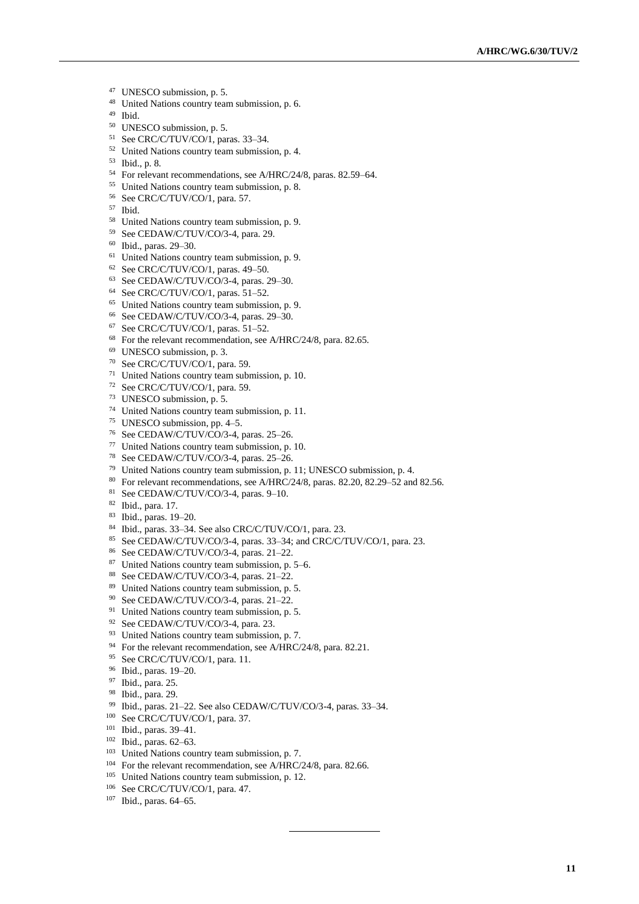[47] UNESCO submission, p. 5.
[48] United Nations country team submission, p. 6.
[49] Ibid.
[50] UNESCO submission, p. 5.
[51] See CRC/C/TUV/CO/1, paras. 33–34.
[52] United Nations country team submission, p. 4.
[53] Ibid., p. 8.
[54] For relevant recommendations, see A/HRC/24/8, paras. 82.59–64.
[55] United Nations country team submission, p. 8.
[56] See CRC/C/TUV/CO/1, para. 57.
[57] Ibid.
[58] United Nations country team submission, p. 9.
[59] See CEDAW/C/TUV/CO/3-4, para. 29.
[60] Ibid., paras. 29–30.
[61] United Nations country team submission, p. 9.
[62] See CRC/C/TUV/CO/1, paras. 49–50.
[63] See CEDAW/C/TUV/CO/3-4, paras. 29–30.
[64] See CRC/C/TUV/CO/1, paras. 51–52.
[65] United Nations country team submission, p. 9.
[66] See CEDAW/C/TUV/CO/3-4, paras. 29–30.
[67] See CRC/C/TUV/CO/1, paras. 51–52.
[68] For the relevant recommendation, see A/HRC/24/8, para. 82.65.
[69] UNESCO submission, p. 3.
[70] See CRC/C/TUV/CO/1, para. 59.
[71] United Nations country team submission, p. 10.
[72] See CRC/C/TUV/CO/1, para. 59.
[73] UNESCO submission, p. 5.
[74] United Nations country team submission, p. 11.
[75] UNESCO submission, pp. 4–5.
[76] See CEDAW/C/TUV/CO/3-4, paras. 25–26.
[77] United Nations country team submission, p. 10.
[78] See CEDAW/C/TUV/CO/3-4, paras. 25–26.
[79] United Nations country team submission, p. 11; UNESCO submission, p. 4.
[80] For relevant recommendations, see A/HRC/24/8, paras. 82.20, 82.29–52 and 82.56.
[81] See CEDAW/C/TUV/CO/3-4, paras. 9–10.
[82] Ibid., para. 17.
[83] Ibid., paras. 19–20.
[84] Ibid., paras. 33–34. See also CRC/C/TUV/CO/1, para. 23.
[85] See CEDAW/C/TUV/CO/3-4, paras. 33–34; and CRC/C/TUV/CO/1, para. 23.
[86] See CEDAW/C/TUV/CO/3-4, paras. 21–22.
[87] United Nations country team submission, p. 5–6.
[88] See CEDAW/C/TUV/CO/3-4, paras. 21–22.
[89] United Nations country team submission, p. 5.
[90] See CEDAW/C/TUV/CO/3-4, paras. 21–22.
[91] United Nations country team submission, p. 5.
[92] See CEDAW/C/TUV/CO/3-4, para. 23.
[93] United Nations country team submission, p. 7.
[94] For the relevant recommendation, see A/HRC/24/8, para. 82.21.
[95] See CRC/C/TUV/CO/1, para. 11.
[96] Ibid., paras. 19–20.
[97] Ibid., para. 25.
[98] Ibid., para. 29.
[99] Ibid., paras. 21–22. See also CEDAW/C/TUV/CO/3-4, paras. 33–34.
[100] See CRC/C/TUV/CO/1, para. 37.
[101] Ibid., paras. 39–41.
[102] Ibid., paras. 62–63.
[103] United Nations country team submission, p. 7.
[104] For the relevant recommendation, see A/HRC/24/8, para. 82.66.
[105] United Nations country team submission, p. 12.
[106] See CRC/C/TUV/CO/1, para. 47.
[107] Ibid., paras. 64–65.